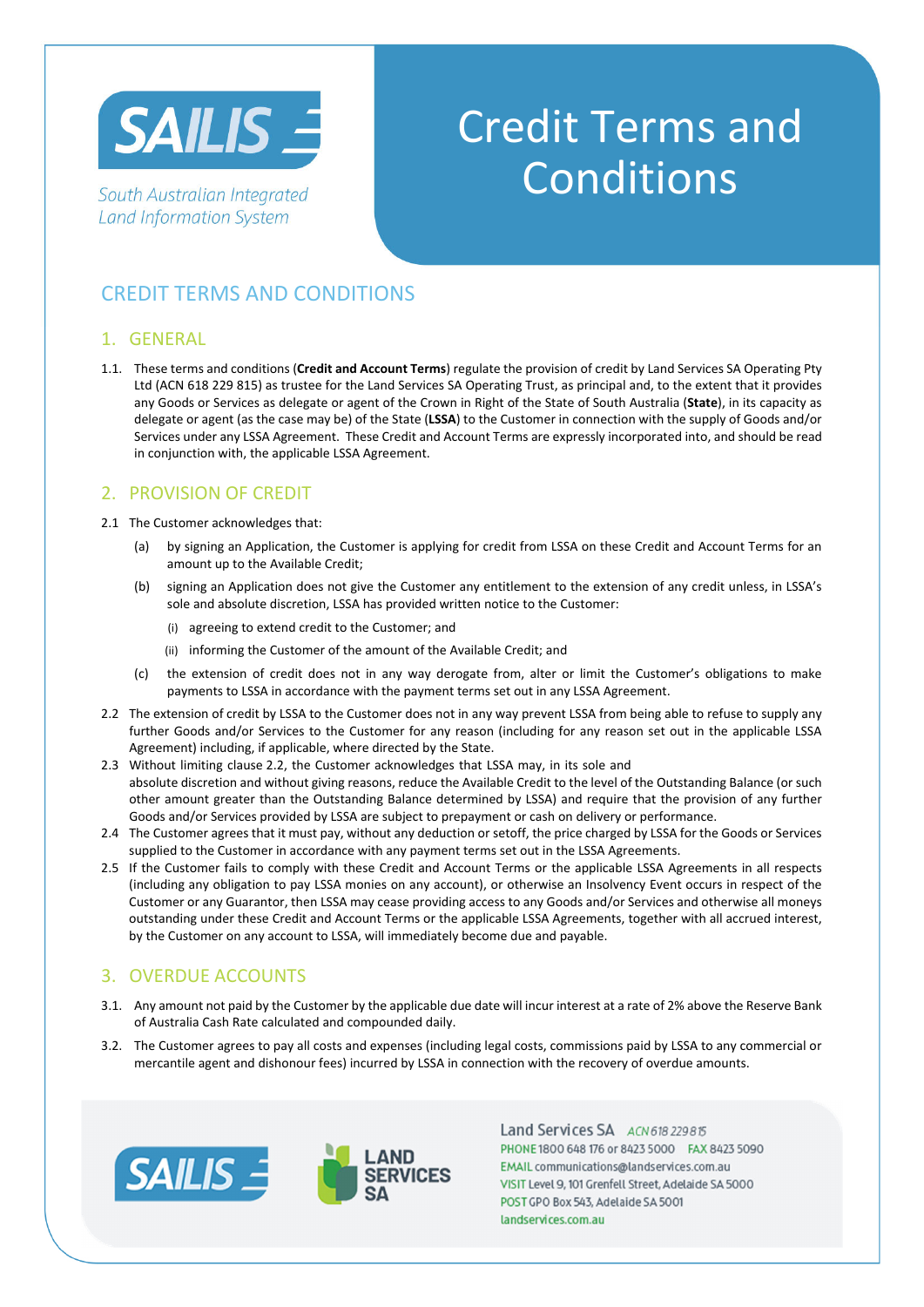SAILIS

South Australian Integrated Land Information System

# Credit Terms and Conditions

## CREDIT TERMS AND CONDITIONS

### 1. GENERAL

1.1. These terms and conditions (**Credit and Account Terms**) regulate the provision of credit by Land Services SA Operating Pty Ltd (ACN 618 229 815) as trustee for the Land Services SA Operating Trust, as principal and, to the extent that it provides any Goods or Services as delegate or agent of the Crown in Right of the State of South Australia (**State**), in its capacity as delegate or agent (as the case may be) of the State (**LSSA**) to the Customer in connection with the supply of Goods and/or Services under any LSSA Agreement. These Credit and Account Terms are expressly incorporated into, and should be read in conjunction with, the applicable LSSA Agreement.

### 2. PROVISION OF CREDIT

2.1 The Customer acknowledges that:

(a) by signing an Application, the Customer is applying for credit from LSSA on these Credit and Account Terms for an amount up to the Available Credit;

(b) signing an Application does not give the Customer any entitlement to the extension of any credit unless, in LSSA's sole and absolute discretion, LSSA has provided written notice to the Customer:

(i) agreeing to extend credit to the Customer; and

(ii) informing the Customer of the amount of the Available Credit; and

(c) the extension of credit does not in any way derogate from, alter or limit the Customer's obligations to make payments to LSSA in accordance with the payment terms set out in any LSSA Agreement.

2.2 The extension of credit by LSSA to the Customer does not in any way prevent LSSA from being able to refuse to supply any further Goods and/or Services to the Customer for any reason (including for any reason set out in the applicable LSSA Agreement) including, if applicable, where directed by the State.

2.3 Without limiting clause 2.2, the Customer acknowledges that LSSA may, in its sole and absolute discretion and without giving reasons, reduce the Available Credit to the level of the Outstanding Balance (or such other amount greater than the Outstanding Balance determined by LSSA) and require that the provision of any further Goods and/or Services provided by LSSA are subject to prepayment or cash on delivery or performance.

2.4 The Customer agrees that it must pay, without any deduction or setoff, the price charged by LSSA for the Goods or Services supplied to the Customer in accordance with any payment terms set out in the LSSA Agreements.

2.5 If the Customer fails to comply with these Credit and Account Terms or the applicable LSSA Agreements in all respects (including any obligation to pay LSSA monies on any account), or otherwise an Insolvency Event occurs in respect of the Customer or any Guarantor, then LSSA may cease providing access to any Goods and/or Services and otherwise all moneys outstanding under these Credit and Account Terms or the applicable LSSA Agreements, together with all accrued interest, by the Customer on any account to LSSA, will immediately become due and payable.

### 3. OVERDUE ACCOUNTS

3.1. Any amount not paid by the Customer by the applicable due date will incur interest at a rate of 2% above the Reserve Bank of Australia Cash Rate calculated and compounded daily.

3.2. The Customer agrees to pay all costs and expenses (including legal costs, commissions paid by LSSA to any commercial or mercantile agent and dishonour fees) incurred by LSSA in connection with the recovery of overdue amounts.

SAILIS

LAND SERVICES SA

Land Services SA ACN 618 229 815
PHONE 1800 648 176 or 8423 5000 FAX 8423 5090
EMAIL communications@landservices.com.au
VISIT Level 9, 101 Grenfell Street, Adelaide SA 5000
POST GPO Box 543, Adelaide SA 5001
landservices.com.au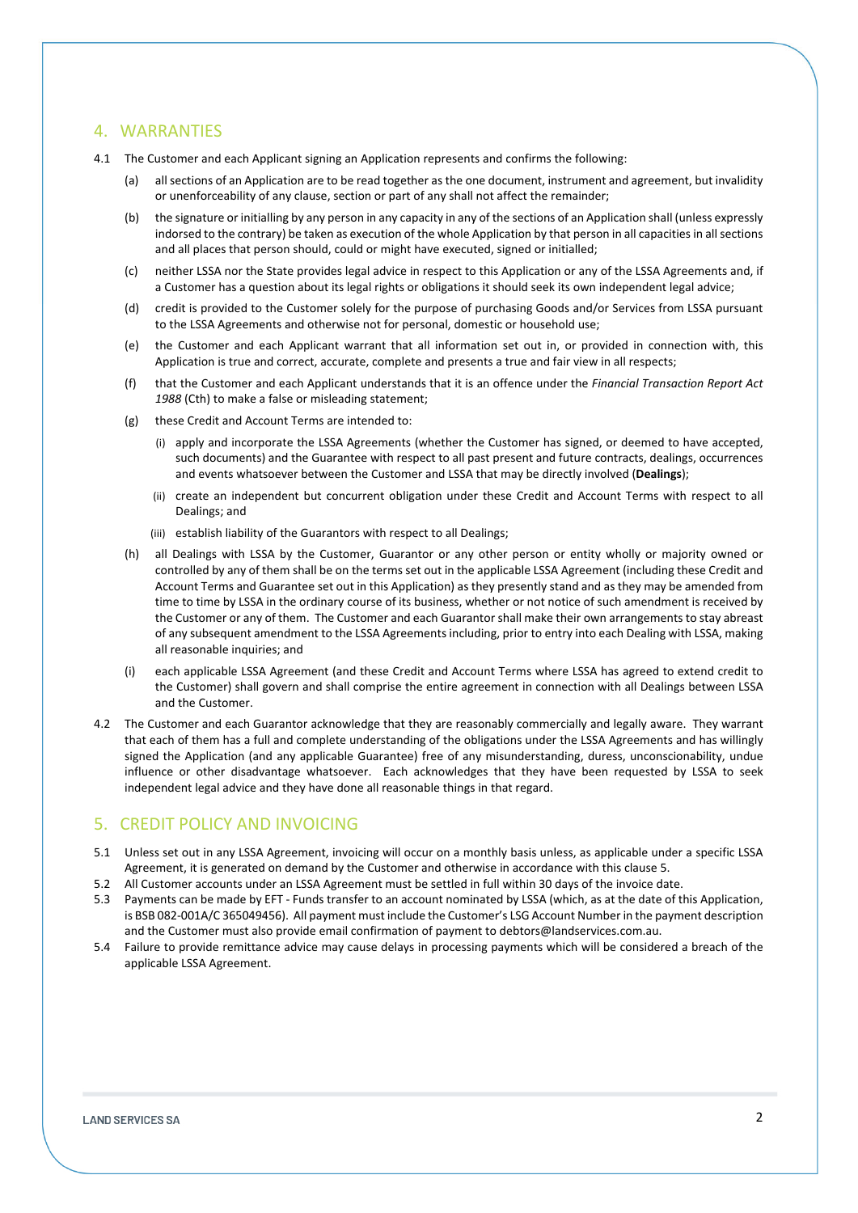## 4. WARRANTIES

4.1 The Customer and each Applicant signing an Application represents and confirms the following:

(a) all sections of an Application are to be read together as the one document, instrument and agreement, but invalidity or unenforceability of any clause, section or part of any shall not affect the remainder;

(b) the signature or initialling by any person in any capacity in any of the sections of an Application shall (unless expressly indorsed to the contrary) be taken as execution of the whole Application by that person in all capacities in all sections and all places that person should, could or might have executed, signed or initialled;

(c) neither LSSA nor the State provides legal advice in respect to this Application or any of the LSSA Agreements and, if a Customer has a question about its legal rights or obligations it should seek its own independent legal advice;

(d) credit is provided to the Customer solely for the purpose of purchasing Goods and/or Services from LSSA pursuant to the LSSA Agreements and otherwise not for personal, domestic or household use;

(e) the Customer and each Applicant warrant that all information set out in, or provided in connection with, this Application is true and correct, accurate, complete and presents a true and fair view in all respects;

(f) that the Customer and each Applicant understands that it is an offence under the *Financial Transaction Report Act 1988* (Cth) to make a false or misleading statement;

(g) these Credit and Account Terms are intended to:

(i) apply and incorporate the LSSA Agreements (whether the Customer has signed, or deemed to have accepted, such documents) and the Guarantee with respect to all past present and future contracts, dealings, occurrences and events whatsoever between the Customer and LSSA that may be directly involved (**Dealings**);

(ii) create an independent but concurrent obligation under these Credit and Account Terms with respect to all Dealings; and

(iii) establish liability of the Guarantors with respect to all Dealings;

(h) all Dealings with LSSA by the Customer, Guarantor or any other person or entity wholly or majority owned or controlled by any of them shall be on the terms set out in the applicable LSSA Agreement (including these Credit and Account Terms and Guarantee set out in this Application) as they presently stand and as they may be amended from time to time by LSSA in the ordinary course of its business, whether or not notice of such amendment is received by the Customer or any of them. The Customer and each Guarantor shall make their own arrangements to stay abreast of any subsequent amendment to the LSSA Agreements including, prior to entry into each Dealing with LSSA, making all reasonable inquiries; and

(i) each applicable LSSA Agreement (and these Credit and Account Terms where LSSA has agreed to extend credit to the Customer) shall govern and shall comprise the entire agreement in connection with all Dealings between LSSA and the Customer.

4.2 The Customer and each Guarantor acknowledge that they are reasonably commercially and legally aware. They warrant that each of them has a full and complete understanding of the obligations under the LSSA Agreements and has willingly signed the Application (and any applicable Guarantee) free of any misunderstanding, duress, unconscionability, undue influence or other disadvantage whatsoever. Each acknowledges that they have been requested by LSSA to seek independent legal advice and they have done all reasonable things in that regard.

## 5. CREDIT POLICY AND INVOICING

5.1 Unless set out in any LSSA Agreement, invoicing will occur on a monthly basis unless, as applicable under a specific LSSA Agreement, it is generated on demand by the Customer and otherwise in accordance with this clause 5.

5.2 All Customer accounts under an LSSA Agreement must be settled in full within 30 days of the invoice date.

5.3 Payments can be made by EFT - Funds transfer to an account nominated by LSSA (which, as at the date of this Application, is BSB 082-001A/C 365049456). All payment must include the Customer's LSG Account Number in the payment description and the Customer must also provide email confirmation of payment to debtors@landservices.com.au.

5.4 Failure to provide remittance advice may cause delays in processing payments which will be considered a breach of the applicable LSSA Agreement.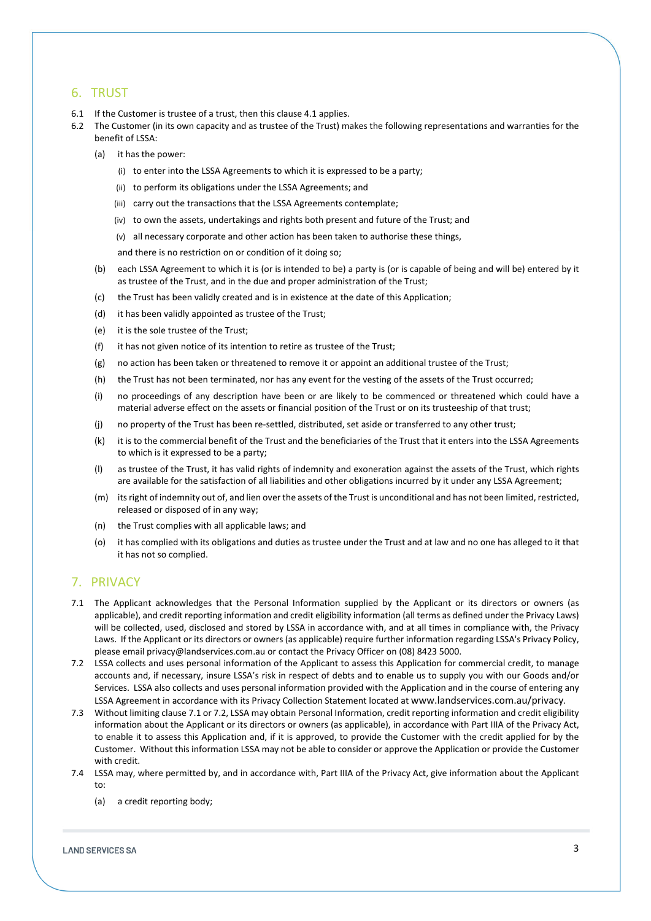## 6. TRUST

6.1 If the Customer is trustee of a trust, then this clause 4.1 applies.

6.2 The Customer (in its own capacity and as trustee of the Trust) makes the following representations and warranties for the benefit of LSSA:

(a) it has the power:

(i) to enter into the LSSA Agreements to which it is expressed to be a party;

(ii) to perform its obligations under the LSSA Agreements; and

(iii) carry out the transactions that the LSSA Agreements contemplate;

(iv) to own the assets, undertakings and rights both present and future of the Trust; and

(v) all necessary corporate and other action has been taken to authorise these things,

and there is no restriction on or condition of it doing so;

(b) each LSSA Agreement to which it is (or is intended to be) a party is (or is capable of being and will be) entered by it as trustee of the Trust, and in the due and proper administration of the Trust;

(c) the Trust has been validly created and is in existence at the date of this Application;

(d) it has been validly appointed as trustee of the Trust;

(e) it is the sole trustee of the Trust;

(f) it has not given notice of its intention to retire as trustee of the Trust;

(g) no action has been taken or threatened to remove it or appoint an additional trustee of the Trust;

(h) the Trust has not been terminated, nor has any event for the vesting of the assets of the Trust occurred;

(i) no proceedings of any description have been or are likely to be commenced or threatened which could have a material adverse effect on the assets or financial position of the Trust or on its trusteeship of that trust;

(j) no property of the Trust has been re-settled, distributed, set aside or transferred to any other trust;

(k) it is to the commercial benefit of the Trust and the beneficiaries of the Trust that it enters into the LSSA Agreements to which is it expressed to be a party;

(l) as trustee of the Trust, it has valid rights of indemnity and exoneration against the assets of the Trust, which rights are available for the satisfaction of all liabilities and other obligations incurred by it under any LSSA Agreement;

(m) its right of indemnity out of, and lien over the assets of the Trust is unconditional and has not been limited, restricted, released or disposed of in any way;

(n) the Trust complies with all applicable laws; and

(o) it has complied with its obligations and duties as trustee under the Trust and at law and no one has alleged to it that it has not so complied.

## 7. PRIVACY

7.1 The Applicant acknowledges that the Personal Information supplied by the Applicant or its directors or owners (as applicable), and credit reporting information and credit eligibility information (all terms as defined under the Privacy Laws) will be collected, used, disclosed and stored by LSSA in accordance with, and at all times in compliance with, the Privacy Laws. If the Applicant or its directors or owners (as applicable) require further information regarding LSSA's Privacy Policy, please email privacy@landservices.com.au or contact the Privacy Officer on (08) 8423 5000.

7.2 LSSA collects and uses personal information of the Applicant to assess this Application for commercial credit, to manage accounts and, if necessary, insure LSSA's risk in respect of debts and to enable us to supply you with our Goods and/or Services. LSSA also collects and uses personal information provided with the Application and in the course of entering any LSSA Agreement in accordance with its Privacy Collection Statement located at www.landservices.com.au/privacy.

7.3 Without limiting clause 7.1 or 7.2, LSSA may obtain Personal Information, credit reporting information and credit eligibility information about the Applicant or its directors or owners (as applicable), in accordance with Part IIIA of the Privacy Act, to enable it to assess this Application and, if it is approved, to provide the Customer with the credit applied for by the Customer. Without this information LSSA may not be able to consider or approve the Application or provide the Customer with credit.

7.4 LSSA may, where permitted by, and in accordance with, Part IIIA of the Privacy Act, give information about the Applicant to:

(a) a credit reporting body;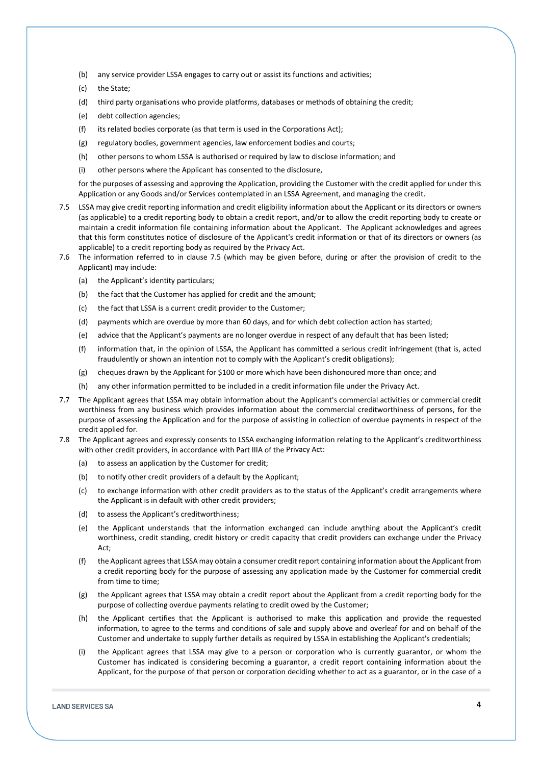(b) any service provider LSSA engages to carry out or assist its functions and activities;

(c) the State;

(d) third party organisations who provide platforms, databases or methods of obtaining the credit;

(e) debt collection agencies;

(f) its related bodies corporate (as that term is used in the Corporations Act);

(g) regulatory bodies, government agencies, law enforcement bodies and courts;

(h) other persons to whom LSSA is authorised or required by law to disclose information; and

(i) other persons where the Applicant has consented to the disclosure,

for the purposes of assessing and approving the Application, providing the Customer with the credit applied for under this Application or any Goods and/or Services contemplated in an LSSA Agreement, and managing the credit.

7.5 LSSA may give credit reporting information and credit eligibility information about the Applicant or its directors or owners (as applicable) to a credit reporting body to obtain a credit report, and/or to allow the credit reporting body to create or maintain a credit information file containing information about the Applicant. The Applicant acknowledges and agrees that this form constitutes notice of disclosure of the Applicant's credit information or that of its directors or owners (as applicable) to a credit reporting body as required by the Privacy Act.

7.6 The information referred to in clause 7.5 (which may be given before, during or after the provision of credit to the Applicant) may include:

(a) the Applicant's identity particulars;

(b) the fact that the Customer has applied for credit and the amount;

(c) the fact that LSSA is a current credit provider to the Customer;

(d) payments which are overdue by more than 60 days, and for which debt collection action has started;

(e) advice that the Applicant's payments are no longer overdue in respect of any default that has been listed;

(f) information that, in the opinion of LSSA, the Applicant has committed a serious credit infringement (that is, acted fraudulently or shown an intention not to comply with the Applicant's credit obligations);

(g) cheques drawn by the Applicant for $100 or more which have been dishonoured more than once; and

(h) any other information permitted to be included in a credit information file under the Privacy Act.

7.7 The Applicant agrees that LSSA may obtain information about the Applicant's commercial activities or commercial credit worthiness from any business which provides information about the commercial creditworthiness of persons, for the purpose of assessing the Application and for the purpose of assisting in collection of overdue payments in respect of the credit applied for.

7.8 The Applicant agrees and expressly consents to LSSA exchanging information relating to the Applicant's creditworthiness with other credit providers, in accordance with Part IIIA of the Privacy Act:

(a) to assess an application by the Customer for credit;

(b) to notify other credit providers of a default by the Applicant;

(c) to exchange information with other credit providers as to the status of the Applicant's credit arrangements where the Applicant is in default with other credit providers;

(d) to assess the Applicant's creditworthiness;

(e) the Applicant understands that the information exchanged can include anything about the Applicant's credit worthiness, credit standing, credit history or credit capacity that credit providers can exchange under the Privacy Act;

(f) the Applicant agrees that LSSA may obtain a consumer credit report containing information about the Applicant from a credit reporting body for the purpose of assessing any application made by the Customer for commercial credit from time to time;

(g) the Applicant agrees that LSSA may obtain a credit report about the Applicant from a credit reporting body for the purpose of collecting overdue payments relating to credit owed by the Customer;

(h) the Applicant certifies that the Applicant is authorised to make this application and provide the requested information, to agree to the terms and conditions of sale and supply above and overleaf for and on behalf of the Customer and undertake to supply further details as required by LSSA in establishing the Applicant's credentials;

(i) the Applicant agrees that LSSA may give to a person or corporation who is currently guarantor, or whom the Customer has indicated is considering becoming a guarantor, a credit report containing information about the Applicant, for the purpose of that person or corporation deciding whether to act as a guarantor, or in the case of a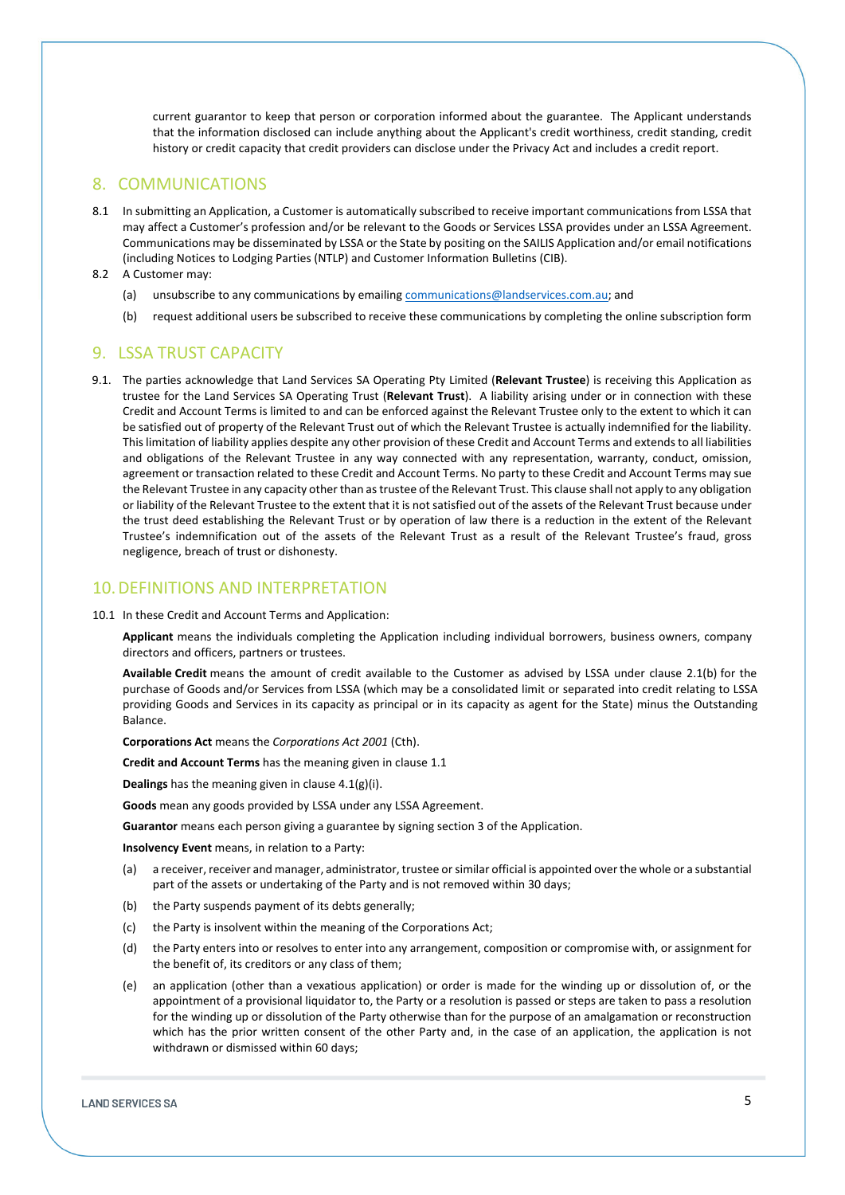current guarantor to keep that person or corporation informed about the guarantee. The Applicant understands that the information disclosed can include anything about the Applicant's credit worthiness, credit standing, credit history or credit capacity that credit providers can disclose under the Privacy Act and includes a credit report.

## 8. COMMUNICATIONS

8.1 In submitting an Application, a Customer is automatically subscribed to receive important communications from LSSA that may affect a Customer's profession and/or be relevant to the Goods or Services LSSA provides under an LSSA Agreement. Communications may be disseminated by LSSA or the State by positing on the SAILIS Application and/or email notifications (including Notices to Lodging Parties (NTLP) and Customer Information Bulletins (CIB).

8.2 A Customer may:

(a) unsubscribe to any communications by emailing communications@landservices.com.au; and

(b) request additional users be subscribed to receive these communications by completing the online subscription form

## 9. LSSA TRUST CAPACITY

9.1. The parties acknowledge that Land Services SA Operating Pty Limited (**Relevant Trustee**) is receiving this Application as trustee for the Land Services SA Operating Trust (**Relevant Trust**). A liability arising under or in connection with these Credit and Account Terms is limited to and can be enforced against the Relevant Trustee only to the extent to which it can be satisfied out of property of the Relevant Trust out of which the Relevant Trustee is actually indemnified for the liability. This limitation of liability applies despite any other provision of these Credit and Account Terms and extends to all liabilities and obligations of the Relevant Trustee in any way connected with any representation, warranty, conduct, omission, agreement or transaction related to these Credit and Account Terms. No party to these Credit and Account Terms may sue the Relevant Trustee in any capacity other than as trustee of the Relevant Trust. This clause shall not apply to any obligation or liability of the Relevant Trustee to the extent that it is not satisfied out of the assets of the Relevant Trust because under the trust deed establishing the Relevant Trust or by operation of law there is a reduction in the extent of the Relevant Trustee's indemnification out of the assets of the Relevant Trust as a result of the Relevant Trustee's fraud, gross negligence, breach of trust or dishonesty.

## 10. DEFINITIONS AND INTERPRETATION

10.1 In these Credit and Account Terms and Application:

**Applicant** means the individuals completing the Application including individual borrowers, business owners, company directors and officers, partners or trustees.

**Available Credit** means the amount of credit available to the Customer as advised by LSSA under clause 2.1(b) for the purchase of Goods and/or Services from LSSA (which may be a consolidated limit or separated into credit relating to LSSA providing Goods and Services in its capacity as principal or in its capacity as agent for the State) minus the Outstanding Balance.

**Corporations Act** means the *Corporations Act 2001* (Cth).

**Credit and Account Terms** has the meaning given in clause 1.1

**Dealings** has the meaning given in clause 4.1(g)(i).

**Goods** mean any goods provided by LSSA under any LSSA Agreement.

**Guarantor** means each person giving a guarantee by signing section 3 of the Application.

**Insolvency Event** means, in relation to a Party:

(a) a receiver, receiver and manager, administrator, trustee or similar official is appointed over the whole or a substantial part of the assets or undertaking of the Party and is not removed within 30 days;

(b) the Party suspends payment of its debts generally;

(c) the Party is insolvent within the meaning of the Corporations Act;

(d) the Party enters into or resolves to enter into any arrangement, composition or compromise with, or assignment for the benefit of, its creditors or any class of them;

(e) an application (other than a vexatious application) or order is made for the winding up or dissolution of, or the appointment of a provisional liquidator to, the Party or a resolution is passed or steps are taken to pass a resolution for the winding up or dissolution of the Party otherwise than for the purpose of an amalgamation or reconstruction which has the prior written consent of the other Party and, in the case of an application, the application is not withdrawn or dismissed within 60 days;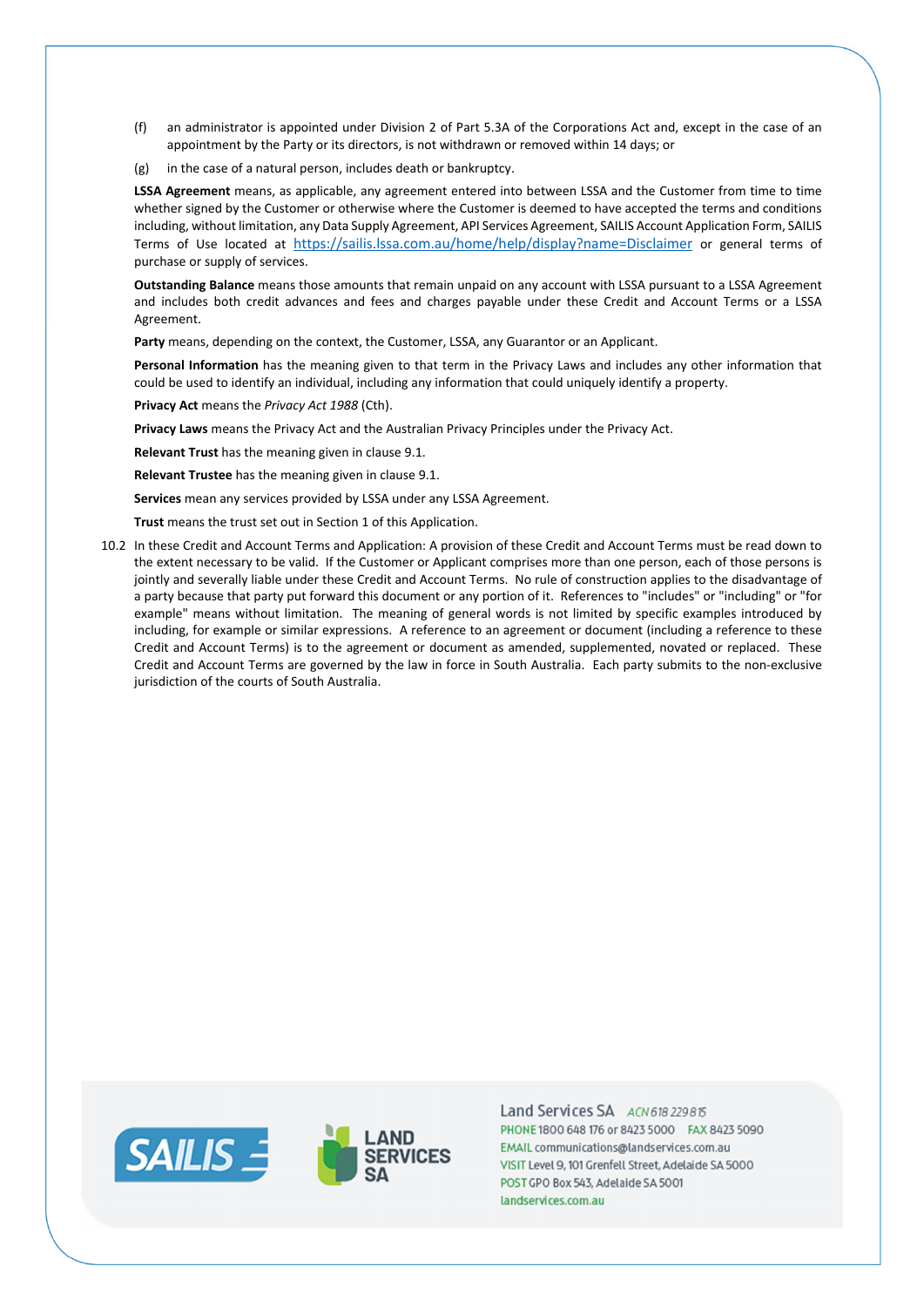(f) an administrator is appointed under Division 2 of Part 5.3A of the Corporations Act and, except in the case of an appointment by the Party or its directors, is not withdrawn or removed within 14 days; or

(g) in the case of a natural person, includes death or bankruptcy.

**LSSA Agreement** means, as applicable, any agreement entered into between LSSA and the Customer from time to time whether signed by the Customer or otherwise where the Customer is deemed to have accepted the terms and conditions including, without limitation, any Data Supply Agreement, API Services Agreement, SAILIS Account Application Form, SAILIS Terms of Use located at https://sailis.lssa.com.au/home/help/display?name=Disclaimer or general terms of purchase or supply of services.

**Outstanding Balance** means those amounts that remain unpaid on any account with LSSA pursuant to a LSSA Agreement and includes both credit advances and fees and charges payable under these Credit and Account Terms or a LSSA Agreement.

**Party** means, depending on the context, the Customer, LSSA, any Guarantor or an Applicant.

**Personal Information** has the meaning given to that term in the Privacy Laws and includes any other information that could be used to identify an individual, including any information that could uniquely identify a property.

**Privacy Act** means the *Privacy Act 1988* (Cth).

**Privacy Laws** means the Privacy Act and the Australian Privacy Principles under the Privacy Act.

**Relevant Trust** has the meaning given in clause 9.1.

**Relevant Trustee** has the meaning given in clause 9.1.

**Services** mean any services provided by LSSA under any LSSA Agreement.

**Trust** means the trust set out in Section 1 of this Application.

10.2 In these Credit and Account Terms and Application: A provision of these Credit and Account Terms must be read down to the extent necessary to be valid. If the Customer or Applicant comprises more than one person, each of those persons is jointly and severally liable under these Credit and Account Terms. No rule of construction applies to the disadvantage of a party because that party put forward this document or any portion of it. References to "includes" or "including" or "for example" means without limitation. The meaning of general words is not limited by specific examples introduced by including, for example or similar expressions. A reference to an agreement or document (including a reference to these Credit and Account Terms) is to the agreement or document as amended, supplemented, novated or replaced. These Credit and Account Terms are governed by the law in force in South Australia. Each party submits to the non-exclusive jurisdiction of the courts of South Australia.